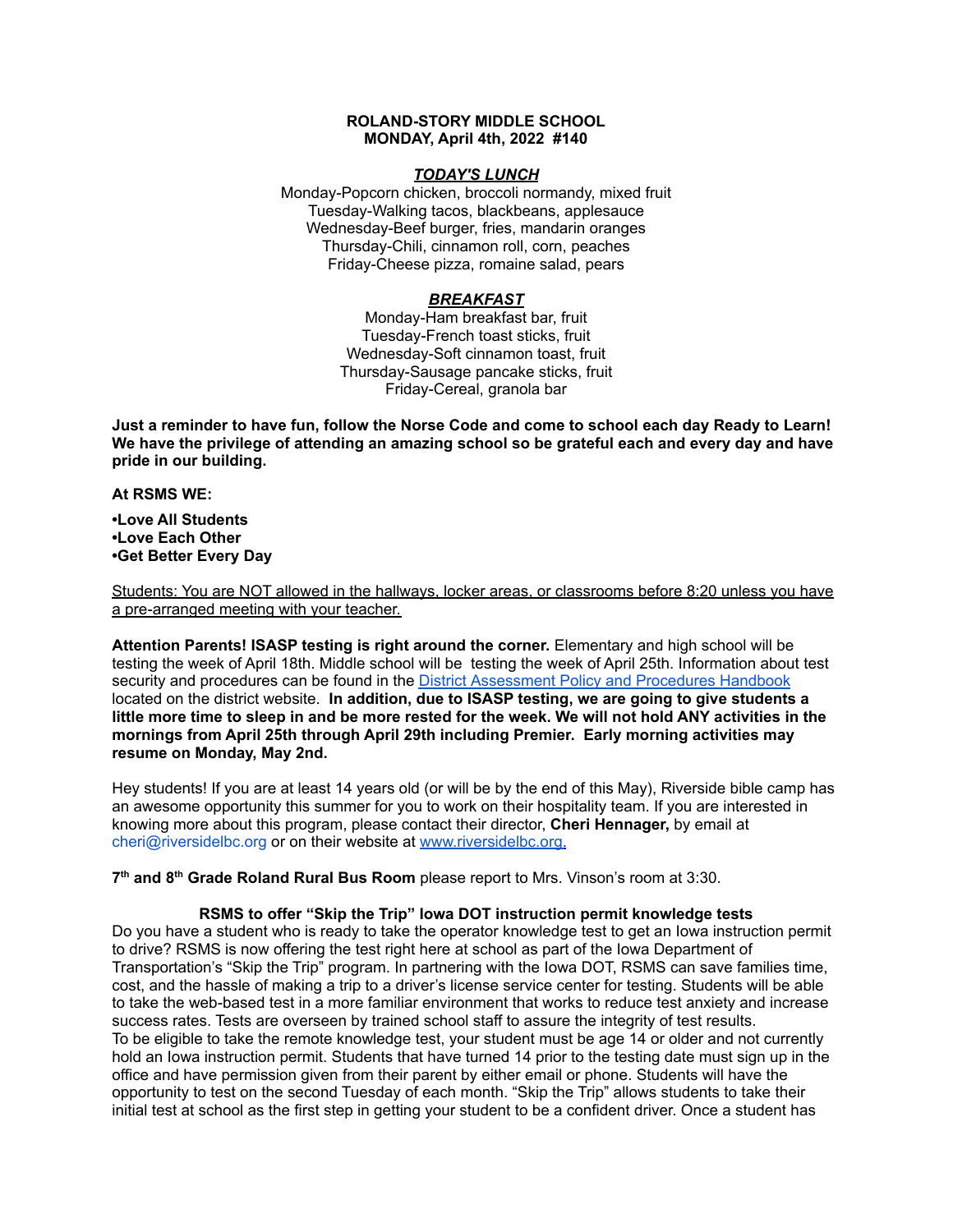**ROLAND-STORY MIDDLE SCHOOL**
**MONDAY, April 4th, 2022 #140**

***TODAY'S LUNCH***

Monday-Popcorn chicken, broccoli normandy, mixed fruit
Tuesday-Walking tacos, blackbeans, applesauce
Wednesday-Beef burger, fries, mandarin oranges
Thursday-Chili, cinnamon roll, corn, peaches
Friday-Cheese pizza, romaine salad, pears

***BREAKFAST***

Monday-Ham breakfast bar, fruit
Tuesday-French toast sticks, fruit
Wednesday-Soft cinnamon toast, fruit
Thursday-Sausage pancake sticks, fruit
Friday-Cereal, granola bar

**Just a reminder to have fun, follow the Norse Code and come to school each day Ready to Learn! We have the privilege of attending an amazing school so be grateful each and every day and have pride in our building.**

**At RSMS WE:**

**•Love All Students**
**•Love Each Other**
**•Get Better Every Day**

Students: You are NOT allowed in the hallways, locker areas, or classrooms before 8:20 unless you have a pre-arranged meeting with your teacher.

**Attention Parents! ISASP testing is right around the corner.** Elementary and high school will be testing the week of April 18th. Middle school will be testing the week of April 25th. Information about test security and procedures can be found in the District Assessment Policy and Procedures Handbook located on the district website. **In addition, due to ISASP testing, we are going to give students a little more time to sleep in and be more rested for the week. We will not hold ANY activities in the mornings from April 25th through April 29th including Premier. Early morning activities may resume on Monday, May 2nd.**

Hey students! If you are at least 14 years old (or will be by the end of this May), Riverside bible camp has an awesome opportunity this summer for you to work on their hospitality team. If you are interested in knowing more about this program, please contact their director, **Cheri Hennager,** by email at cheri@riversidelbc.org or on their website at www.riversidelbc.org.

**7th and 8th Grade Roland Rural Bus Room** please report to Mrs. Vinson's room at 3:30.

**RSMS to offer "Skip the Trip" Iowa DOT instruction permit knowledge tests**

Do you have a student who is ready to take the operator knowledge test to get an Iowa instruction permit to drive? RSMS is now offering the test right here at school as part of the Iowa Department of Transportation's "Skip the Trip" program. In partnering with the Iowa DOT, RSMS can save families time, cost, and the hassle of making a trip to a driver's license service center for testing. Students will be able to take the web-based test in a more familiar environment that works to reduce test anxiety and increase success rates. Tests are overseen by trained school staff to assure the integrity of test results.
To be eligible to take the remote knowledge test, your student must be age 14 or older and not currently hold an Iowa instruction permit. Students that have turned 14 prior to the testing date must sign up in the office and have permission given from their parent by either email or phone. Students will have the opportunity to test on the second Tuesday of each month. "Skip the Trip" allows students to take their initial test at school as the first step in getting your student to be a confident driver. Once a student has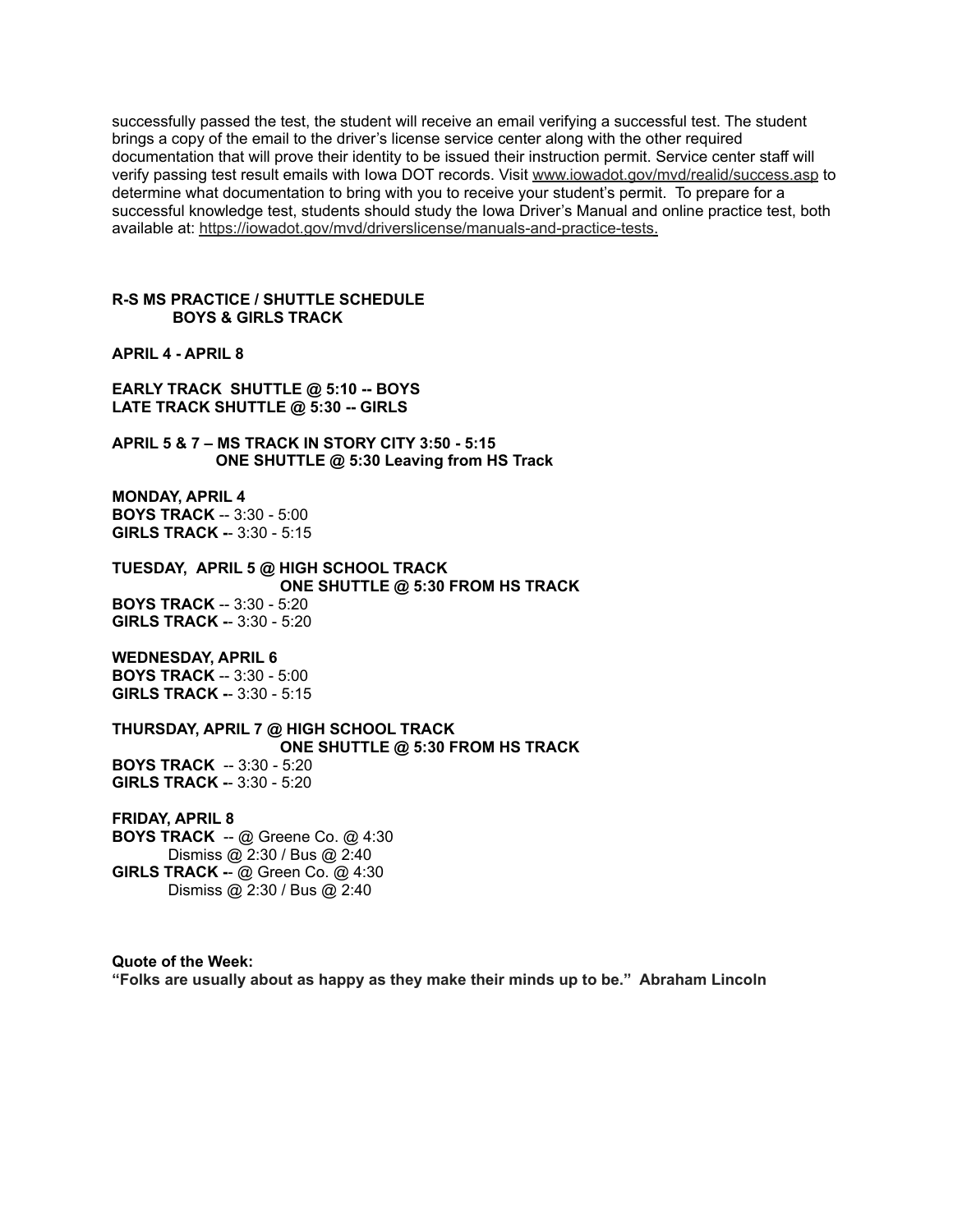successfully passed the test, the student will receive an email verifying a successful test. The student brings a copy of the email to the driver's license service center along with the other required documentation that will prove their identity to be issued their instruction permit. Service center staff will verify passing test result emails with Iowa DOT records. Visit www.iowadot.gov/mvd/realid/success.asp to determine what documentation to bring with you to receive your student's permit. To prepare for a successful knowledge test, students should study the Iowa Driver's Manual and online practice test, both available at: https://iowadot.gov/mvd/driverslicense/manuals-and-practice-tests.

**R-S MS PRACTICE / SHUTTLE SCHEDULE**
**BOYS & GIRLS TRACK**

**APRIL 4 - APRIL 8**

**EARLY TRACK SHUTTLE @ 5:10 -- BOYS**
**LATE TRACK SHUTTLE @ 5:30 -- GIRLS**

**APRIL 5 & 7 – MS TRACK IN STORY CITY 3:50 - 5:15**
**ONE SHUTTLE @ 5:30 Leaving from HS Track**

**MONDAY, APRIL 4**
**BOYS TRACK** -- 3:30 - 5:00
**GIRLS TRACK --** 3:30 - 5:15

**TUESDAY, APRIL 5 @ HIGH SCHOOL TRACK**
**ONE SHUTTLE @ 5:30 FROM HS TRACK**
**BOYS TRACK** -- 3:30 - 5:20
**GIRLS TRACK --** 3:30 - 5:20

**WEDNESDAY, APRIL 6**
**BOYS TRACK** -- 3:30 - 5:00
**GIRLS TRACK --** 3:30 - 5:15

**THURSDAY, APRIL 7 @ HIGH SCHOOL TRACK**
**ONE SHUTTLE @ 5:30 FROM HS TRACK**
**BOYS TRACK** -- 3:30 - 5:20
**GIRLS TRACK --** 3:30 - 5:20

**FRIDAY, APRIL 8**
**BOYS TRACK** -- @ Greene Co. @ 4:30
Dismiss @ 2:30 / Bus @ 2:40
**GIRLS TRACK --** @ Green Co. @ 4:30
Dismiss @ 2:30 / Bus @ 2:40

**Quote of the Week:**
**"Folks are usually about as happy as they make their minds up to be." Abraham Lincoln**